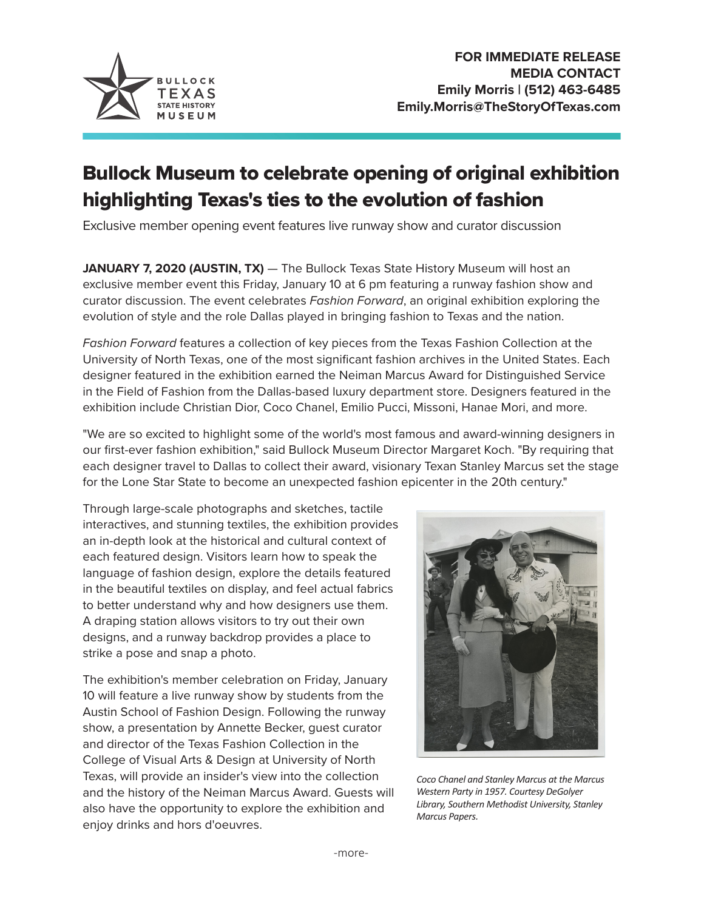**FOR IMMEDIATE RELEASE**
**MEDIA CONTACT**
**Emily Morris | (512) 463-6485**
**Emily.Morris@TheStoryOfTexas.com**

# Bullock Museum to celebrate opening of original exhibition highlighting Texas's ties to the evolution of fashion

Exclusive member opening event features live runway show and curator discussion

**JANUARY 7, 2020 (AUSTIN, TX)** — The Bullock Texas State History Museum will host an exclusive member event this Friday, January 10 at 6 pm featuring a runway fashion show and curator discussion. The event celebrates *Fashion Forward*, an original exhibition exploring the evolution of style and the role Dallas played in bringing fashion to Texas and the nation.

*Fashion Forward* features a collection of key pieces from the Texas Fashion Collection at the University of North Texas, one of the most significant fashion archives in the United States. Each designer featured in the exhibition earned the Neiman Marcus Award for Distinguished Service in the Field of Fashion from the Dallas-based luxury department store. Designers featured in the exhibition include Christian Dior, Coco Chanel, Emilio Pucci, Missoni, Hanae Mori, and more.

"We are so excited to highlight some of the world's most famous and award-winning designers in our first-ever fashion exhibition," said Bullock Museum Director Margaret Koch. "By requiring that each designer travel to Dallas to collect their award, visionary Texan Stanley Marcus set the stage for the Lone Star State to become an unexpected fashion epicenter in the 20th century."

Through large-scale photographs and sketches, tactile interactives, and stunning textiles, the exhibition provides an in-depth look at the historical and cultural context of each featured design. Visitors learn how to speak the language of fashion design, explore the details featured in the beautiful textiles on display, and feel actual fabrics to better understand why and how designers use them. A draping station allows visitors to try out their own designs, and a runway backdrop provides a place to strike a pose and snap a photo.

*Coco Chanel and Stanley Marcus at the Marcus Western Party in 1957. Courtesy DeGolyer Library, Southern Methodist University, Stanley Marcus Papers.*

The exhibition's member celebration on Friday, January 10 will feature a live runway show by students from the Austin School of Fashion Design. Following the runway show, a presentation by Annette Becker, guest curator and director of the Texas Fashion Collection in the College of Visual Arts & Design at University of North Texas, will provide an insider's view into the collection and the history of the Neiman Marcus Award. Guests will also have the opportunity to explore the exhibition and enjoy drinks and hors d'oeuvres.

-more-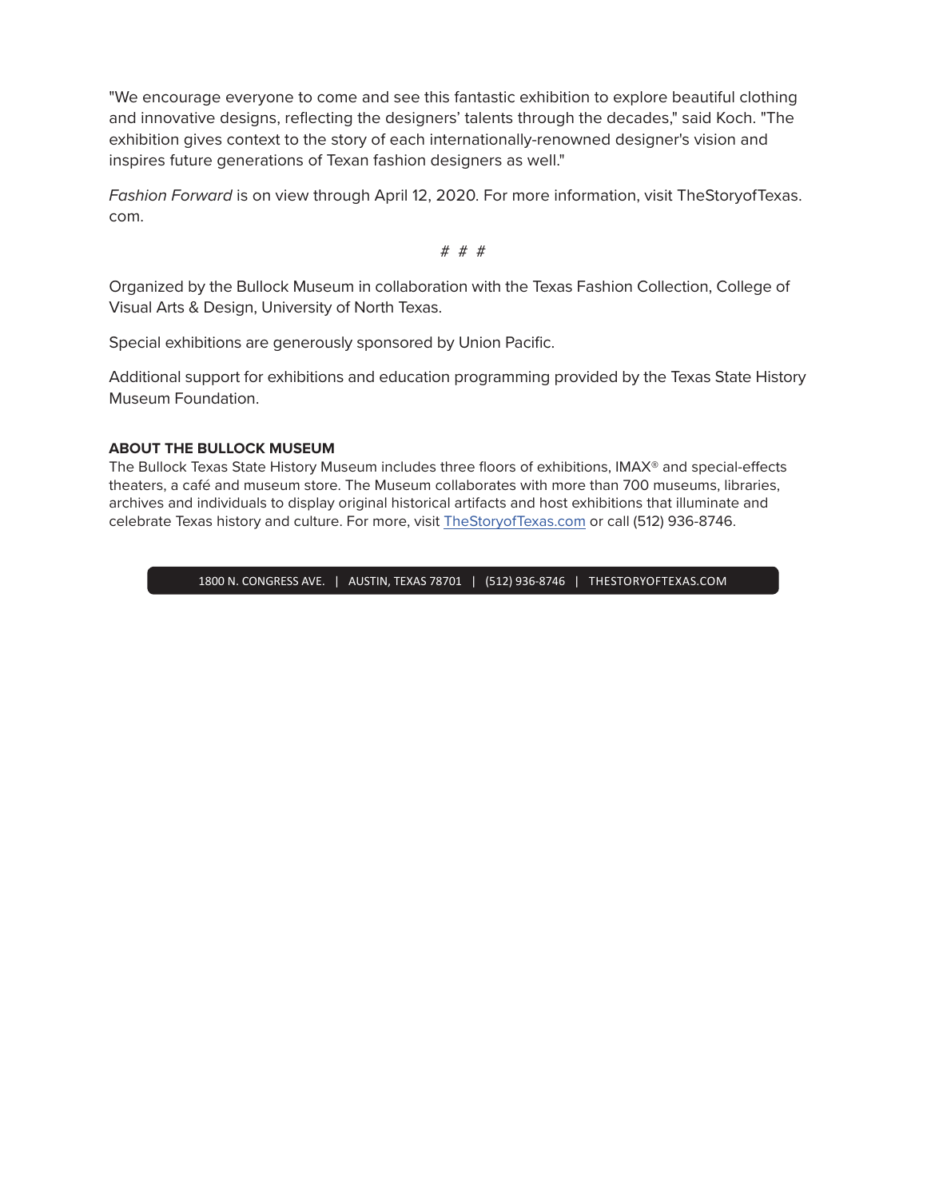"We encourage everyone to come and see this fantastic exhibition to explore beautiful clothing and innovative designs, reflecting the designers' talents through the decades," said Koch. "The exhibition gives context to the story of each internationally-renowned designer's vision and inspires future generations of Texan fashion designers as well."

*Fashion Forward* is on view through April 12, 2020. For more information, visit TheStoryofTexas.com.

# # #

Organized by the Bullock Museum in collaboration with the Texas Fashion Collection, College of Visual Arts & Design, University of North Texas.

Special exhibitions are generously sponsored by Union Pacific.

Additional support for exhibitions and education programming provided by the Texas State History Museum Foundation.

**ABOUT THE BULLOCK MUSEUM**
The Bullock Texas State History Museum includes three floors of exhibitions, IMAX® and special-effects theaters, a café and museum store. The Museum collaborates with more than 700 museums, libraries, archives and individuals to display original historical artifacts and host exhibitions that illuminate and celebrate Texas history and culture. For more, visit TheStoryofTexas.com or call (512) 936-8746.

1800 N. CONGRESS AVE. | AUSTIN, TEXAS 78701 | (512) 936-8746 | THESTORYOFTEXAS.COM